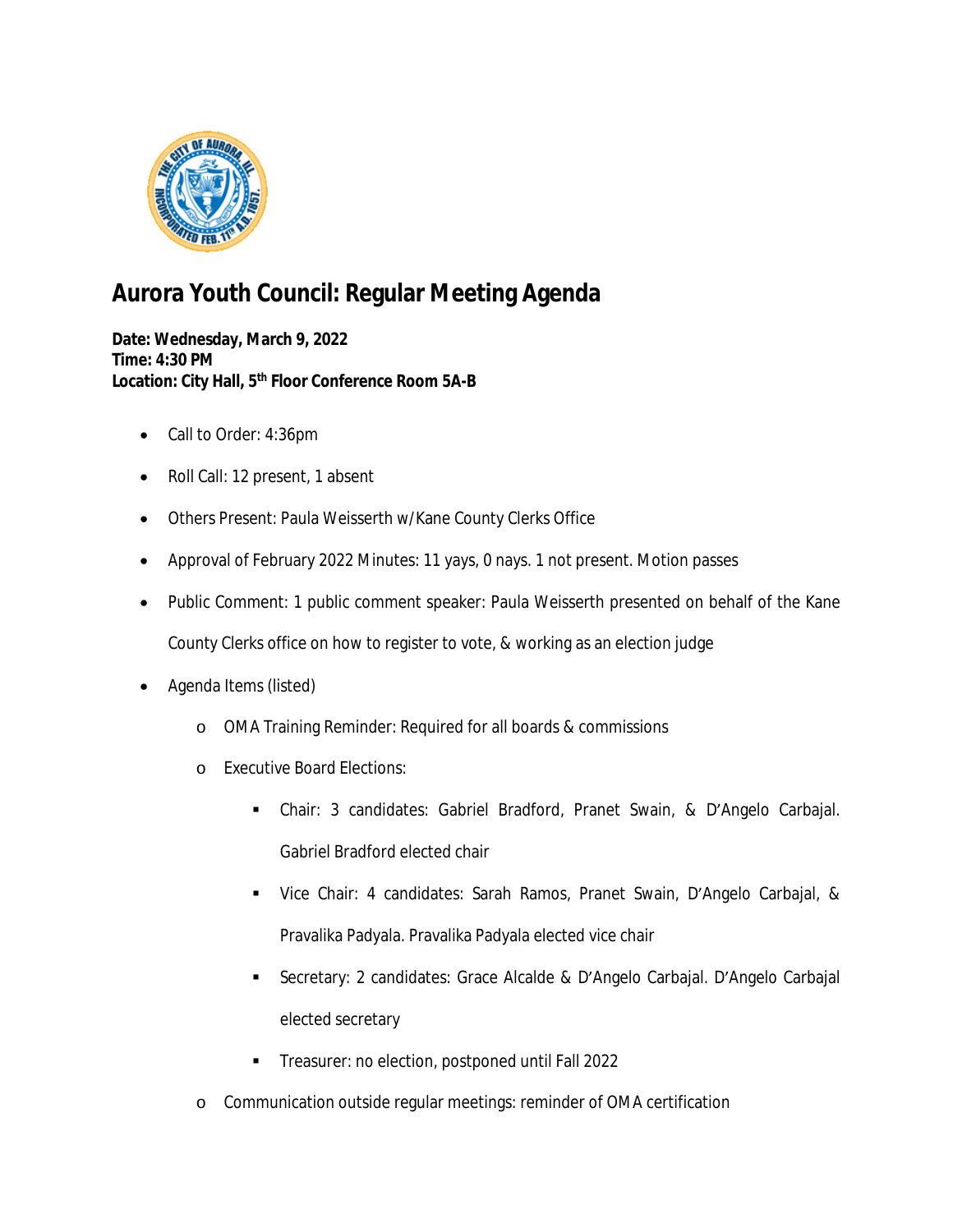# Aurora Youth Council: Regular Meeting Agenda

**Date: Wednesday, March 9, 2022**
**Time: 4:30 PM**
**Location: City Hall, 5th Floor Conference Room 5A-B**

- Call to Order: 4:36pm
- Roll Call: 12 present, 1 absent
- Others Present: Paula Weisserth w/Kane County Clerks Office
- Approval of February 2022 Minutes: 11 yays, 0 nays. 1 not present. Motion passes
- Public Comment: 1 public comment speaker: Paula Weisserth presented on behalf of the Kane County Clerks office on how to register to vote, & working as an election judge
- Agenda Items (listed)
  - OMA Training Reminder: Required for all boards & commissions
  - Executive Board Elections:
    - Chair: 3 candidates: Gabriel Bradford, Pranet Swain, & D'Angelo Carbajal. Gabriel Bradford elected chair
    - Vice Chair: 4 candidates: Sarah Ramos, Pranet Swain, D'Angelo Carbajal, & Pravalika Padyala. Pravalika Padyala elected vice chair
    - Secretary: 2 candidates: Grace Alcalde & D'Angelo Carbajal. D'Angelo Carbajal elected secretary
    - Treasurer: no election, postponed until Fall 2022
  - Communication outside regular meetings: reminder of OMA certification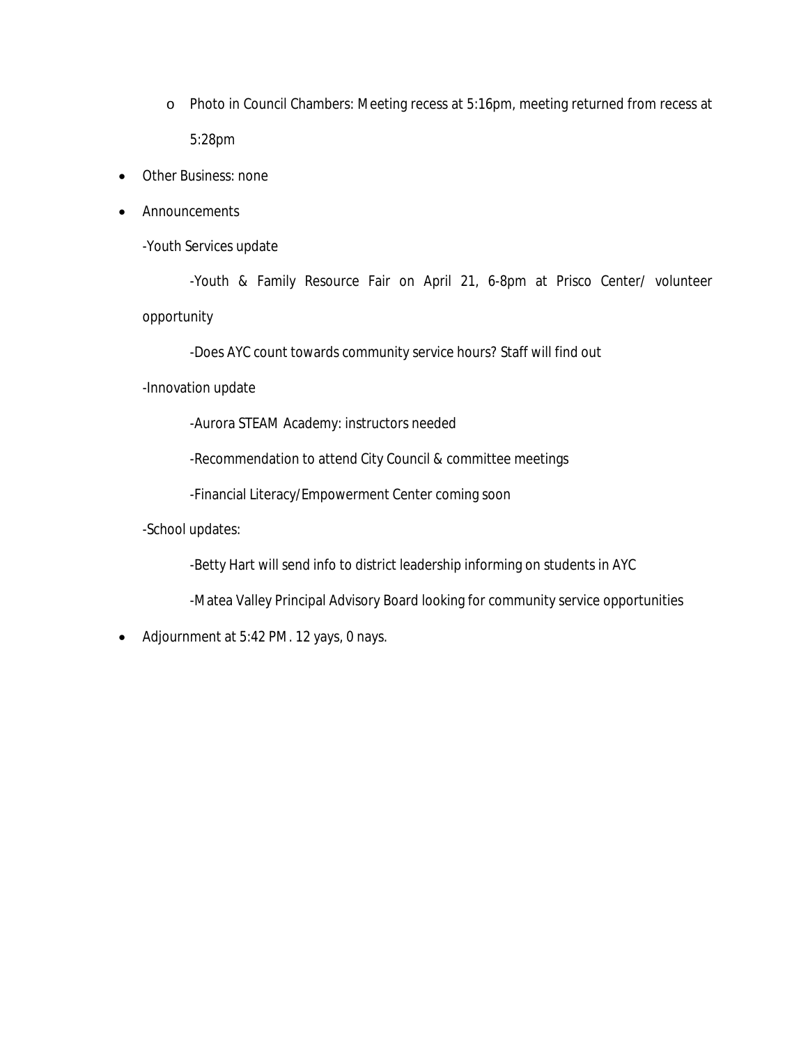- Photo in Council Chambers: Meeting recess at 5:16pm, meeting returned from recess at 5:28pm

- Other Business: none
- Announcements

  -Youth Services update

  -Youth & Family Resource Fair on April 21, 6-8pm at Prisco Center/ volunteer opportunity

  -Does AYC count towards community service hours? Staff will find out

  -Innovation update

  -Aurora STEAM Academy: instructors needed

  -Recommendation to attend City Council & committee meetings

  -Financial Literacy/Empowerment Center coming soon

  -School updates:

  -Betty Hart will send info to district leadership informing on students in AYC

  -Matea Valley Principal Advisory Board looking for community service opportunities

- Adjournment at 5:42 PM. 12 yays, 0 nays.